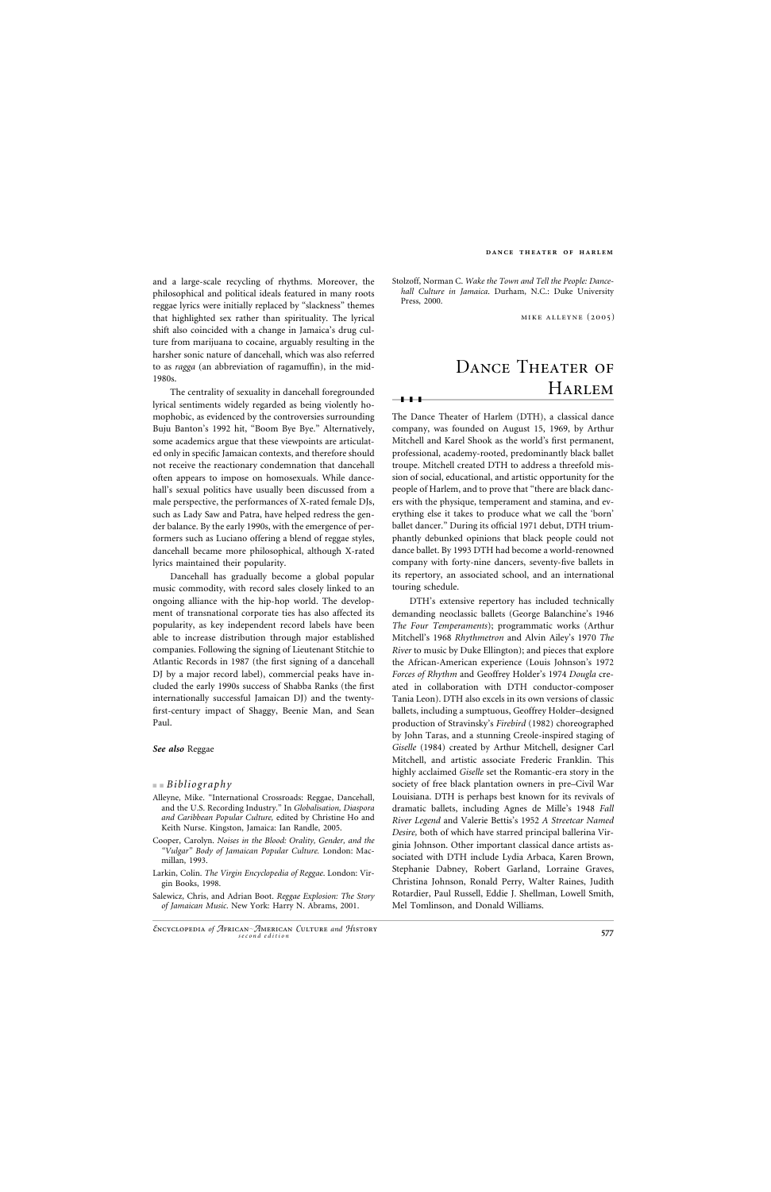and a large-scale recycling of rhythms. Moreover, the philosophical and political ideals featured in many roots reggae lyrics were initially replaced by "slackness" themes that highlighted sex rather than spirituality. The lyrical shift also coincided with a change in Jamaica's drug culture from marijuana to cocaine, arguably resulting in the harsher sonic nature of dancehall, which was also referred to as *ragga* (an abbreviation of ragamuffin), in the mid-1980s.

The centrality of sexuality in dancehall foregrounded lyrical sentiments widely regarded as being violently homophobic, as evidenced by the controversies surrounding Buju Banton's 1992 hit, "Boom Bye Bye." Alternatively, some academics argue that these viewpoints are articulated only in specific Jamaican contexts, and therefore should not receive the reactionary condemnation that dancehall often appears to impose on homosexuals. While dancehall's sexual politics have usually been discussed from a male perspective, the performances of X-rated female DJs, such as Lady Saw and Patra, have helped redress the gender balance. By the early 1990s, with the emergence of performers such as Luciano offering a blend of reggae styles, dancehall became more philosophical, although X-rated lyrics maintained their popularity.

Dancehall has gradually become a global popular music commodity, with record sales closely linked to an ongoing alliance with the hip-hop world. The development of transnational corporate ties has also affected its popularity, as key independent record labels have been able to increase distribution through major established companies. Following the signing of Lieutenant Stitchie to Atlantic Records in 1987 (the first signing of a dancehall DJ by a major record label), commercial peaks have included the early 1990s success of Shabba Ranks (the first internationally successful Jamaican DJ) and the twenty-first-century impact of Shaggy, Beenie Man, and Sean Paul.

***See also*** Reggae

## *Bibliography*

Alleyne, Mike. "International Crossroads: Reggae, Dancehall, and the U.S. Recording Industry." In *Globalisation, Diaspora and Caribbean Popular Culture,* edited by Christine Ho and Keith Nurse. Kingston, Jamaica: Ian Randle, 2005.

Cooper, Carolyn. *Noises in the Blood: Orality, Gender, and the "Vulgar" Body of Jamaican Popular Culture.* London: Macmillan, 1993.

Larkin, Colin. *The Virgin Encyclopedia of Reggae*. London: Virgin Books, 1998.

Salewicz, Chris, and Adrian Boot. *Reggae Explosion: The Story of Jamaican Music.* New York: Harry N. Abrams, 2001.

Stolzoff, Norman C. *Wake the Town and Tell the People: Dancehall Culture in Jamaica*. Durham, N.C.: Duke University Press, 2000.

MIKE ALLEYNE (2005)

# Dance Theater of Harlem

The Dance Theater of Harlem (DTH), a classical dance company, was founded on August 15, 1969, by Arthur Mitchell and Karel Shook as the world's first permanent, professional, academy-rooted, predominantly black ballet troupe. Mitchell created DTH to address a threefold mission of social, educational, and artistic opportunity for the people of Harlem, and to prove that "there are black dancers with the physique, temperament and stamina, and everything else it takes to produce what we call the 'born' ballet dancer." During its official 1971 debut, DTH triumphantly debunked opinions that black people could not dance ballet. By 1993 DTH had become a world-renowned company with forty-nine dancers, seventy-five ballets in its repertory, an associated school, and an international touring schedule.

DTH's extensive repertory has included technically demanding neoclassic ballets (George Balanchine's 1946 *The Four Temperaments*); programmatic works (Arthur Mitchell's 1968 *Rhythmetron* and Alvin Ailey's 1970 *The River* to music by Duke Ellington); and pieces that explore the African-American experience (Louis Johnson's 1972 *Forces of Rhythm* and Geoffrey Holder's 1974 *Dougla* created in collaboration with DTH conductor-composer Tania Leon). DTH also excels in its own versions of classic ballets, including a sumptuous, Geoffrey Holder–designed production of Stravinsky's *Firebird* (1982) choreographed by John Taras, and a stunning Creole-inspired staging of *Giselle* (1984) created by Arthur Mitchell, designer Carl Mitchell, and artistic associate Frederic Franklin. This highly acclaimed *Giselle* set the Romantic-era story in the society of free black plantation owners in pre–Civil War Louisiana. DTH is perhaps best known for its revivals of dramatic ballets, including Agnes de Mille's 1948 *Fall River Legend* and Valerie Bettis's 1952 *A Streetcar Named Desire*, both of which have starred principal ballerina Virginia Johnson. Other important classical dance artists associated with DTH include Lydia Arbaca, Karen Brown, Stephanie Dabney, Robert Garland, Lorraine Graves, Christina Johnson, Ronald Perry, Walter Raines, Judith Rotardier, Paul Russell, Eddie J. Shellman, Lowell Smith, Mel Tomlinson, and Donald Williams.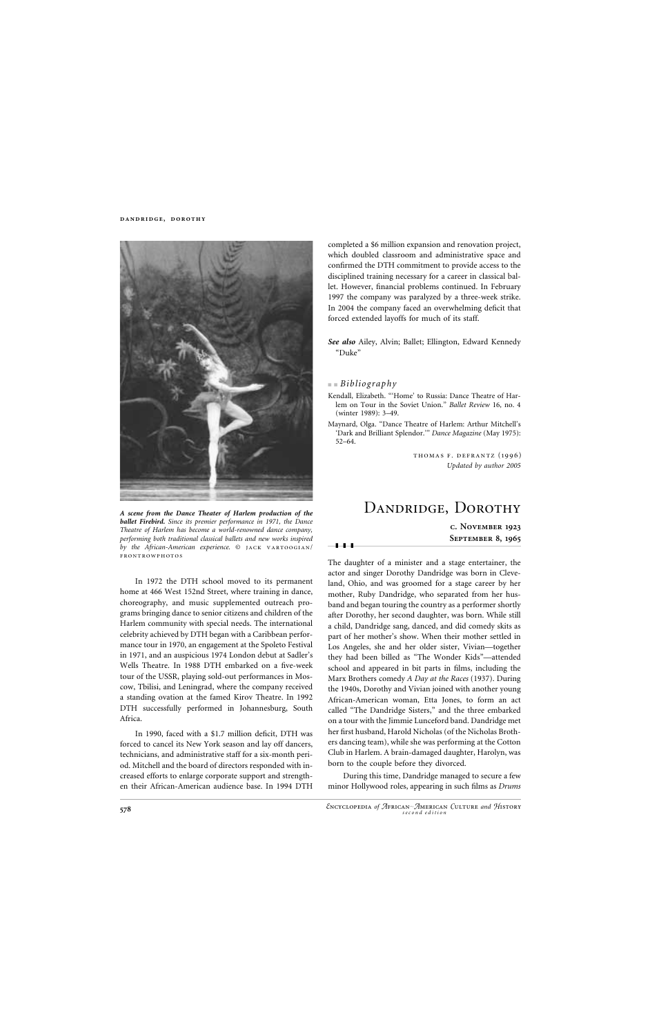*A scene from the Dance Theater of Harlem production of the ballet Firebird.* *Since its premier performance in 1971, the Dance Theatre of Harlem has become a world-renowned dance company, performing both traditional classical ballets and new works inspired by the African-American experience.* © JACK VARTOOGIAN/FRONTROWPHOTOS

In 1972 the DTH school moved to its permanent home at 466 West 152nd Street, where training in dance, choreography, and music supplemented outreach programs bringing dance to senior citizens and children of the Harlem community with special needs. The international celebrity achieved by DTH began with a Caribbean performance tour in 1970, an engagement at the Spoleto Festival in 1971, and an auspicious 1974 London debut at Sadler's Wells Theatre. In 1988 DTH embarked on a five-week tour of the USSR, playing sold-out performances in Moscow, Tbilisi, and Leningrad, where the company received a standing ovation at the famed Kirov Theatre. In 1992 DTH successfully performed in Johannesburg, South Africa.

In 1990, faced with a $1.7 million deficit, DTH was forced to cancel its New York season and lay off dancers, technicians, and administrative staff for a six-month period. Mitchell and the board of directors responded with increased efforts to enlarge corporate support and strengthen their African-American audience base. In 1994 DTH completed a $6 million expansion and renovation project, which doubled classroom and administrative space and confirmed the DTH commitment to provide access to the disciplined training necessary for a career in classical ballet. However, financial problems continued. In February 1997 the company was paralyzed by a three-week strike. In 2004 the company faced an overwhelming deficit that forced extended layoffs for much of its staff.

***See also*** Ailey, Alvin; Ballet; Ellington, Edward Kennedy "Duke"

### *Bibliography*

Kendall, Elizabeth. "'Home' to Russia: Dance Theatre of Harlem on Tour in the Soviet Union." *Ballet Review* 16, no. 4 (winter 1989): 3–49.

Maynard, Olga. "Dance Theatre of Harlem: Arthur Mitchell's 'Dark and Brilliant Splendor.'" *Dance Magazine* (May 1975): 52–64.

THOMAS F. DEFRANTZ (1996)
*Updated by author 2005*

# Dandridge, Dorothy

**c. November 1923**
**September 8, 1965**

The daughter of a minister and a stage entertainer, the actor and singer Dorothy Dandridge was born in Cleveland, Ohio, and was groomed for a stage career by her mother, Ruby Dandridge, who separated from her husband and began touring the country as a performer shortly after Dorothy, her second daughter, was born. While still a child, Dandridge sang, danced, and did comedy skits as part of her mother's show. When their mother settled in Los Angeles, she and her older sister, Vivian—together they had been billed as "The Wonder Kids"—attended school and appeared in bit parts in films, including the Marx Brothers comedy *A Day at the Races* (1937). During the 1940s, Dorothy and Vivian joined with another young African-American woman, Etta Jones, to form an act called "The Dandridge Sisters," and the three embarked on a tour with the Jimmie Lunceford band. Dandridge met her first husband, Harold Nicholas (of the Nicholas Brothers dancing team), while she was performing at the Cotton Club in Harlem. A brain-damaged daughter, Harolyn, was born to the couple before they divorced.

During this time, Dandridge managed to secure a few minor Hollywood roles, appearing in such films as *Drums*